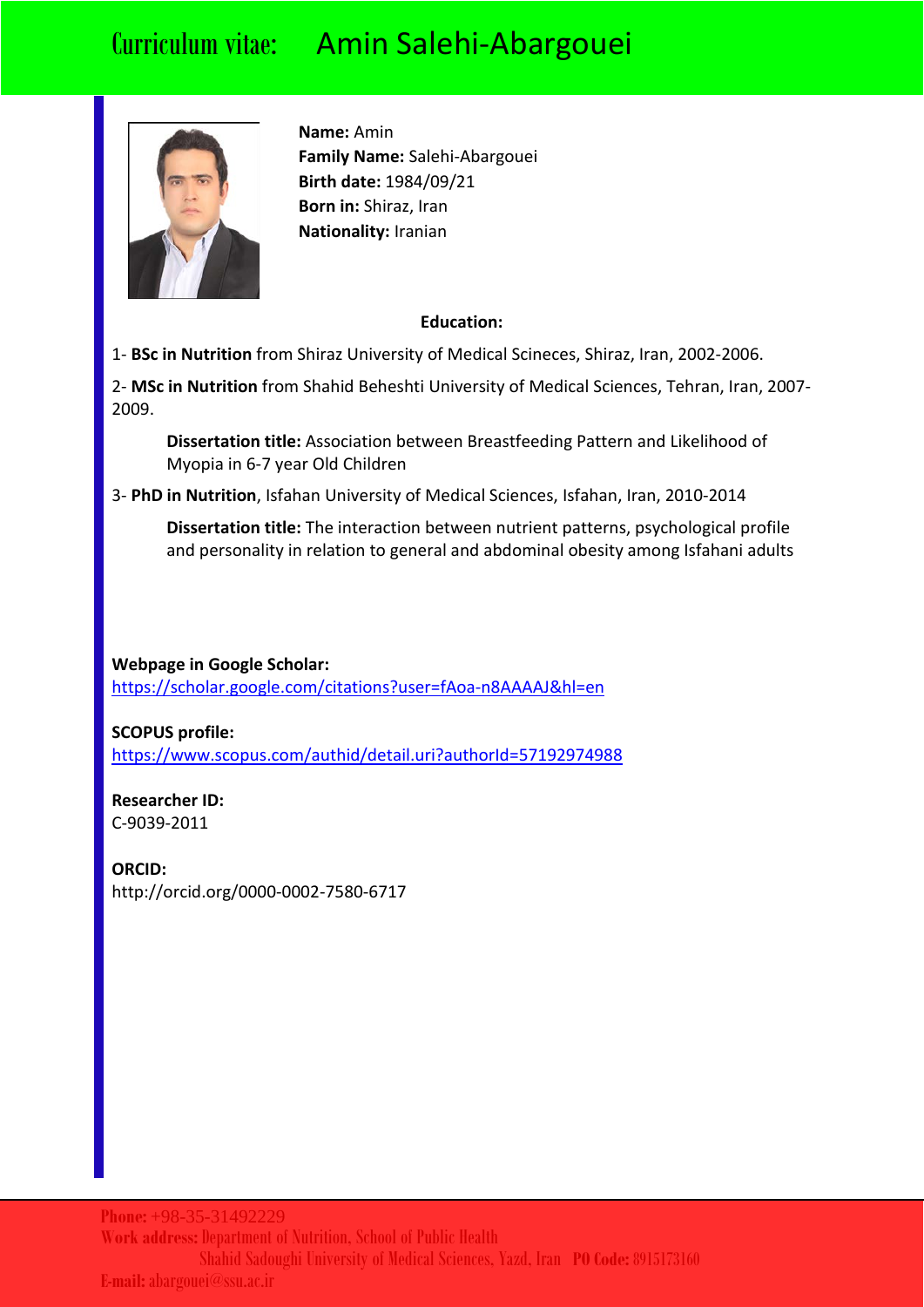# Curriculum vitae: Amin Salehi-Abargouei

**Name:** Amin
**Family Name:** Salehi-Abargouei
**Birth date:** 1984/09/21
**Born in:** Shiraz, Iran
**Nationality:** Iranian

## Education:

1- **BSc in Nutrition** from Shiraz University of Medical Scineces, Shiraz, Iran, 2002-2006.

2- **MSc in Nutrition** from Shahid Beheshti University of Medical Sciences, Tehran, Iran, 2007-2009.

> **Dissertation title:** Association between Breastfeeding Pattern and Likelihood of Myopia in 6-7 year Old Children

3- **PhD in Nutrition**, Isfahan University of Medical Sciences, Isfahan, Iran, 2010-2014

> **Dissertation title:** The interaction between nutrient patterns, psychological profile and personality in relation to general and abdominal obesity among Isfahani adults

**Webpage in Google Scholar:**
https://scholar.google.com/citations?user=fAoa-n8AAAAJ&hl=en

**SCOPUS profile:**
https://www.scopus.com/authid/detail.uri?authorId=57192974988

**Researcher ID:**
C-9039-2011

**ORCID:**
http://orcid.org/0000-0002-7580-6717

**Phone:** +98-35-31492229
**Work address:** Department of Nutrition, School of Public Health
Shahid Sadoughi University of Medical Sciences, Yazd, Iran **PO Code:** 8915173160
**E-mail:** abargouei@ssu.ac.ir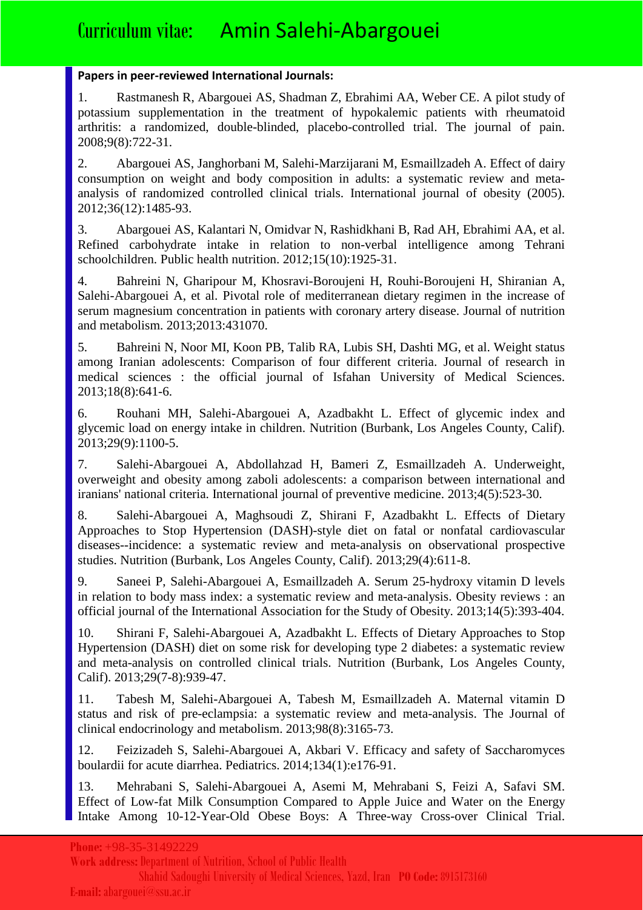**Papers in peer-reviewed International Journals:**

1. Rastmanesh R, Abargouei AS, Shadman Z, Ebrahimi AA, Weber CE. A pilot study of potassium supplementation in the treatment of hypokalemic patients with rheumatoid arthritis: a randomized, double-blinded, placebo-controlled trial. The journal of pain. 2008;9(8):722-31.

2. Abargouei AS, Janghorbani M, Salehi-Marzijarani M, Esmaillzadeh A. Effect of dairy consumption on weight and body composition in adults: a systematic review and meta-analysis of randomized controlled clinical trials. International journal of obesity (2005). 2012;36(12):1485-93.

3. Abargouei AS, Kalantari N, Omidvar N, Rashidkhani B, Rad AH, Ebrahimi AA, et al. Refined carbohydrate intake in relation to non-verbal intelligence among Tehrani schoolchildren. Public health nutrition. 2012;15(10):1925-31.

4. Bahreini N, Gharipour M, Khosravi-Boroujeni H, Rouhi-Boroujeni H, Shiranian A, Salehi-Abargouei A, et al. Pivotal role of mediterranean dietary regimen in the increase of serum magnesium concentration in patients with coronary artery disease. Journal of nutrition and metabolism. 2013;2013:431070.

5. Bahreini N, Noor MI, Koon PB, Talib RA, Lubis SH, Dashti MG, et al. Weight status among Iranian adolescents: Comparison of four different criteria. Journal of research in medical sciences : the official journal of Isfahan University of Medical Sciences. 2013;18(8):641-6.

6. Rouhani MH, Salehi-Abargouei A, Azadbakht L. Effect of glycemic index and glycemic load on energy intake in children. Nutrition (Burbank, Los Angeles County, Calif). 2013;29(9):1100-5.

7. Salehi-Abargouei A, Abdollahzad H, Bameri Z, Esmaillzadeh A. Underweight, overweight and obesity among zaboli adolescents: a comparison between international and iranians' national criteria. International journal of preventive medicine. 2013;4(5):523-30.

8. Salehi-Abargouei A, Maghsoudi Z, Shirani F, Azadbakht L. Effects of Dietary Approaches to Stop Hypertension (DASH)-style diet on fatal or nonfatal cardiovascular diseases--incidence: a systematic review and meta-analysis on observational prospective studies. Nutrition (Burbank, Los Angeles County, Calif). 2013;29(4):611-8.

9. Saneei P, Salehi-Abargouei A, Esmaillzadeh A. Serum 25-hydroxy vitamin D levels in relation to body mass index: a systematic review and meta-analysis. Obesity reviews : an official journal of the International Association for the Study of Obesity. 2013;14(5):393-404.

10. Shirani F, Salehi-Abargouei A, Azadbakht L. Effects of Dietary Approaches to Stop Hypertension (DASH) diet on some risk for developing type 2 diabetes: a systematic review and meta-analysis on controlled clinical trials. Nutrition (Burbank, Los Angeles County, Calif). 2013;29(7-8):939-47.

11. Tabesh M, Salehi-Abargouei A, Tabesh M, Esmaillzadeh A. Maternal vitamin D status and risk of pre-eclampsia: a systematic review and meta-analysis. The Journal of clinical endocrinology and metabolism. 2013;98(8):3165-73.

12. Feizizadeh S, Salehi-Abargouei A, Akbari V. Efficacy and safety of Saccharomyces boulardii for acute diarrhea. Pediatrics. 2014;134(1):e176-91.

13. Mehrabani S, Salehi-Abargouei A, Asemi M, Mehrabani S, Feizi A, Safavi SM. Effect of Low-fat Milk Consumption Compared to Apple Juice and Water on the Energy Intake Among 10-12-Year-Old Obese Boys: A Three-way Cross-over Clinical Trial.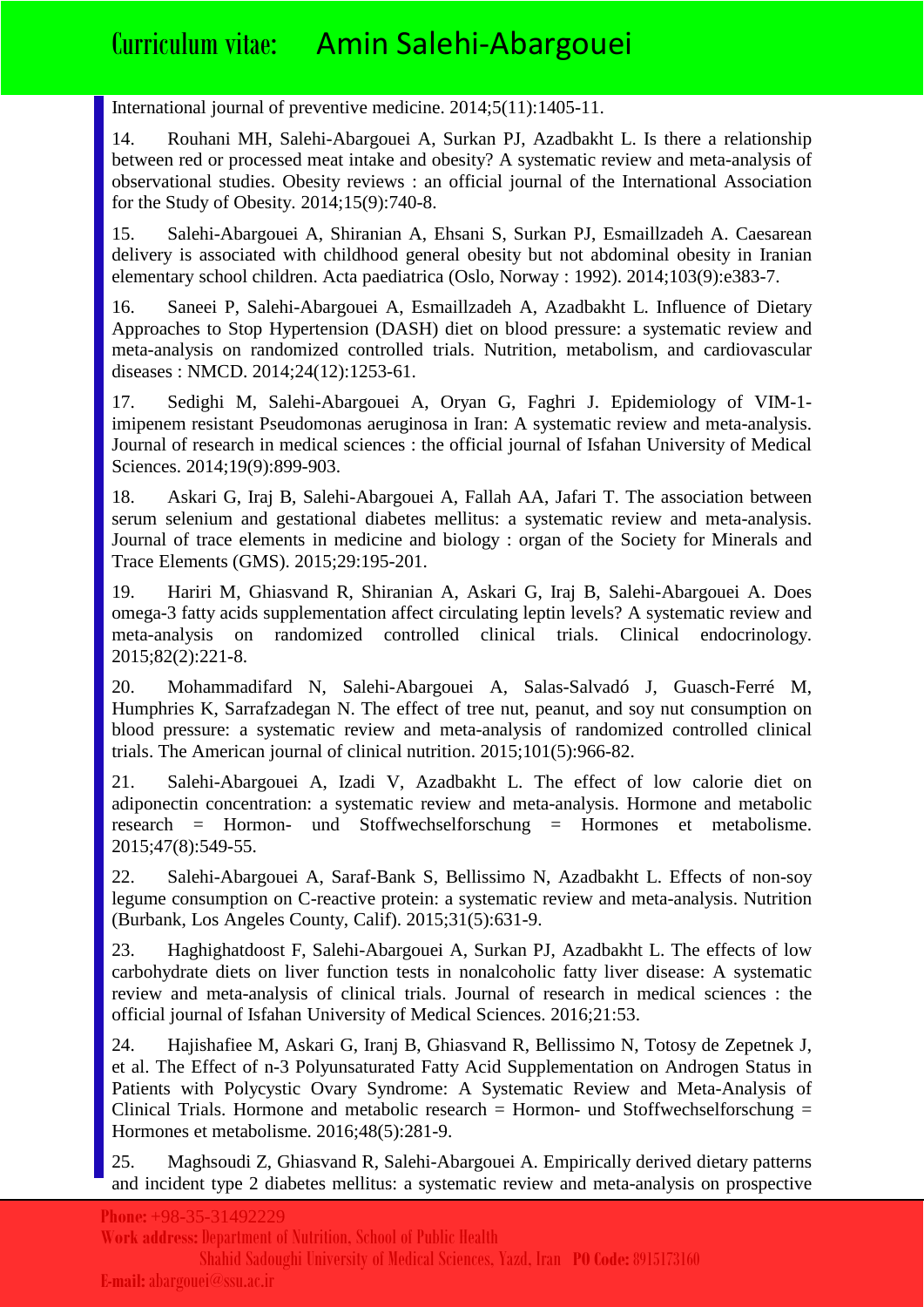International journal of preventive medicine. 2014;5(11):1405-11.

14. Rouhani MH, Salehi-Abargouei A, Surkan PJ, Azadbakht L. Is there a relationship between red or processed meat intake and obesity? A systematic review and meta-analysis of observational studies. Obesity reviews : an official journal of the International Association for the Study of Obesity. 2014;15(9):740-8.

15. Salehi-Abargouei A, Shiranian A, Ehsani S, Surkan PJ, Esmaillzadeh A. Caesarean delivery is associated with childhood general obesity but not abdominal obesity in Iranian elementary school children. Acta paediatrica (Oslo, Norway : 1992). 2014;103(9):e383-7.

16. Saneei P, Salehi-Abargouei A, Esmaillzadeh A, Azadbakht L. Influence of Dietary Approaches to Stop Hypertension (DASH) diet on blood pressure: a systematic review and meta-analysis on randomized controlled trials. Nutrition, metabolism, and cardiovascular diseases : NMCD. 2014;24(12):1253-61.

17. Sedighi M, Salehi-Abargouei A, Oryan G, Faghri J. Epidemiology of VIM-1-imipenem resistant Pseudomonas aeruginosa in Iran: A systematic review and meta-analysis. Journal of research in medical sciences : the official journal of Isfahan University of Medical Sciences. 2014;19(9):899-903.

18. Askari G, Iraj B, Salehi-Abargouei A, Fallah AA, Jafari T. The association between serum selenium and gestational diabetes mellitus: a systematic review and meta-analysis. Journal of trace elements in medicine and biology : organ of the Society for Minerals and Trace Elements (GMS). 2015;29:195-201.

19. Hariri M, Ghiasvand R, Shiranian A, Askari G, Iraj B, Salehi-Abargouei A. Does omega-3 fatty acids supplementation affect circulating leptin levels? A systematic review and meta-analysis on randomized controlled clinical trials. Clinical endocrinology. 2015;82(2):221-8.

20. Mohammadifard N, Salehi-Abargouei A, Salas-Salvadó J, Guasch-Ferré M, Humphries K, Sarrafzadegan N. The effect of tree nut, peanut, and soy nut consumption on blood pressure: a systematic review and meta-analysis of randomized controlled clinical trials. The American journal of clinical nutrition. 2015;101(5):966-82.

21. Salehi-Abargouei A, Izadi V, Azadbakht L. The effect of low calorie diet on adiponectin concentration: a systematic review and meta-analysis. Hormone and metabolic research = Hormon- und Stoffwechselforschung = Hormones et metabolisme. 2015;47(8):549-55.

22. Salehi-Abargouei A, Saraf-Bank S, Bellissimo N, Azadbakht L. Effects of non-soy legume consumption on C-reactive protein: a systematic review and meta-analysis. Nutrition (Burbank, Los Angeles County, Calif). 2015;31(5):631-9.

23. Haghighatdoost F, Salehi-Abargouei A, Surkan PJ, Azadbakht L. The effects of low carbohydrate diets on liver function tests in nonalcoholic fatty liver disease: A systematic review and meta-analysis of clinical trials. Journal of research in medical sciences : the official journal of Isfahan University of Medical Sciences. 2016;21:53.

24. Hajishafiee M, Askari G, Iranj B, Ghiasvand R, Bellissimo N, Totosy de Zepetnek J, et al. The Effect of n-3 Polyunsaturated Fatty Acid Supplementation on Androgen Status in Patients with Polycystic Ovary Syndrome: A Systematic Review and Meta-Analysis of Clinical Trials. Hormone and metabolic research = Hormon- und Stoffwechselforschung = Hormones et metabolisme. 2016;48(5):281-9.

25. Maghsoudi Z, Ghiasvand R, Salehi-Abargouei A. Empirically derived dietary patterns and incident type 2 diabetes mellitus: a systematic review and meta-analysis on prospective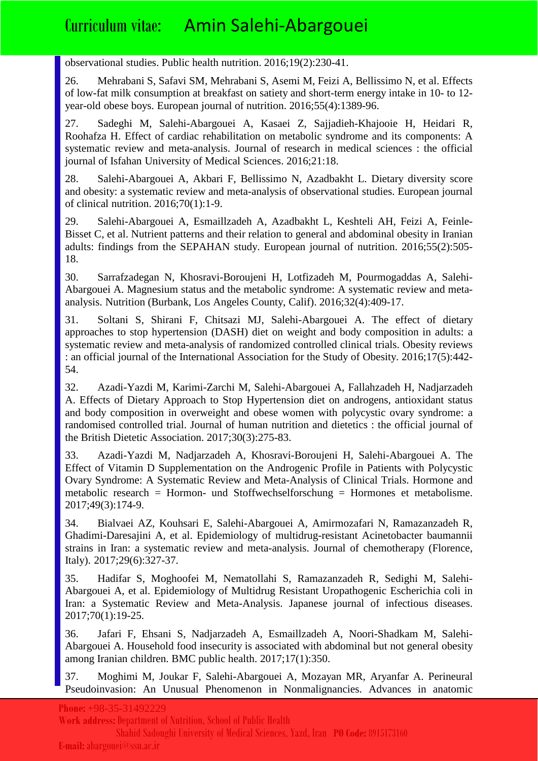observational studies. Public health nutrition. 2016;19(2):230-41.

26. Mehrabani S, Safavi SM, Mehrabani S, Asemi M, Feizi A, Bellissimo N, et al. Effects of low-fat milk consumption at breakfast on satiety and short-term energy intake in 10- to 12-year-old obese boys. European journal of nutrition. 2016;55(4):1389-96.

27. Sadeghi M, Salehi-Abargouei A, Kasaei Z, Sajjadieh-Khajooie H, Heidari R, Roohafza H. Effect of cardiac rehabilitation on metabolic syndrome and its components: A systematic review and meta-analysis. Journal of research in medical sciences : the official journal of Isfahan University of Medical Sciences. 2016;21:18.

28. Salehi-Abargouei A, Akbari F, Bellissimo N, Azadbakht L. Dietary diversity score and obesity: a systematic review and meta-analysis of observational studies. European journal of clinical nutrition. 2016;70(1):1-9.

29. Salehi-Abargouei A, Esmaillzadeh A, Azadbakht L, Keshteli AH, Feizi A, Feinle-Bisset C, et al. Nutrient patterns and their relation to general and abdominal obesity in Iranian adults: findings from the SEPAHAN study. European journal of nutrition. 2016;55(2):505-18.

30. Sarrafzadegan N, Khosravi-Boroujeni H, Lotfizadeh M, Pourmogaddas A, Salehi-Abargouei A. Magnesium status and the metabolic syndrome: A systematic review and meta-analysis. Nutrition (Burbank, Los Angeles County, Calif). 2016;32(4):409-17.

31. Soltani S, Shirani F, Chitsazi MJ, Salehi-Abargouei A. The effect of dietary approaches to stop hypertension (DASH) diet on weight and body composition in adults: a systematic review and meta-analysis of randomized controlled clinical trials. Obesity reviews : an official journal of the International Association for the Study of Obesity. 2016;17(5):442-54.

32. Azadi-Yazdi M, Karimi-Zarchi M, Salehi-Abargouei A, Fallahzadeh H, Nadjarzadeh A. Effects of Dietary Approach to Stop Hypertension diet on androgens, antioxidant status and body composition in overweight and obese women with polycystic ovary syndrome: a randomised controlled trial. Journal of human nutrition and dietetics : the official journal of the British Dietetic Association. 2017;30(3):275-83.

33. Azadi-Yazdi M, Nadjarzadeh A, Khosravi-Boroujeni H, Salehi-Abargouei A. The Effect of Vitamin D Supplementation on the Androgenic Profile in Patients with Polycystic Ovary Syndrome: A Systematic Review and Meta-Analysis of Clinical Trials. Hormone and metabolic research = Hormon- und Stoffwechselforschung = Hormones et metabolisme. 2017;49(3):174-9.

34. Bialvaei AZ, Kouhsari E, Salehi-Abargouei A, Amirmozafari N, Ramazanzadeh R, Ghadimi-Daresajini A, et al. Epidemiology of multidrug-resistant Acinetobacter baumannii strains in Iran: a systematic review and meta-analysis. Journal of chemotherapy (Florence, Italy). 2017;29(6):327-37.

35. Hadifar S, Moghoofei M, Nematollahi S, Ramazanzadeh R, Sedighi M, Salehi-Abargouei A, et al. Epidemiology of Multidrug Resistant Uropathogenic Escherichia coli in Iran: a Systematic Review and Meta-Analysis. Japanese journal of infectious diseases. 2017;70(1):19-25.

36. Jafari F, Ehsani S, Nadjarzadeh A, Esmaillzadeh A, Noori-Shadkam M, Salehi-Abargouei A. Household food insecurity is associated with abdominal but not general obesity among Iranian children. BMC public health. 2017;17(1):350.

37. Moghimi M, Joukar F, Salehi-Abargouei A, Mozayan MR, Aryanfar A. Perineural Pseudoinvasion: An Unusual Phenomenon in Nonmalignancies. Advances in anatomic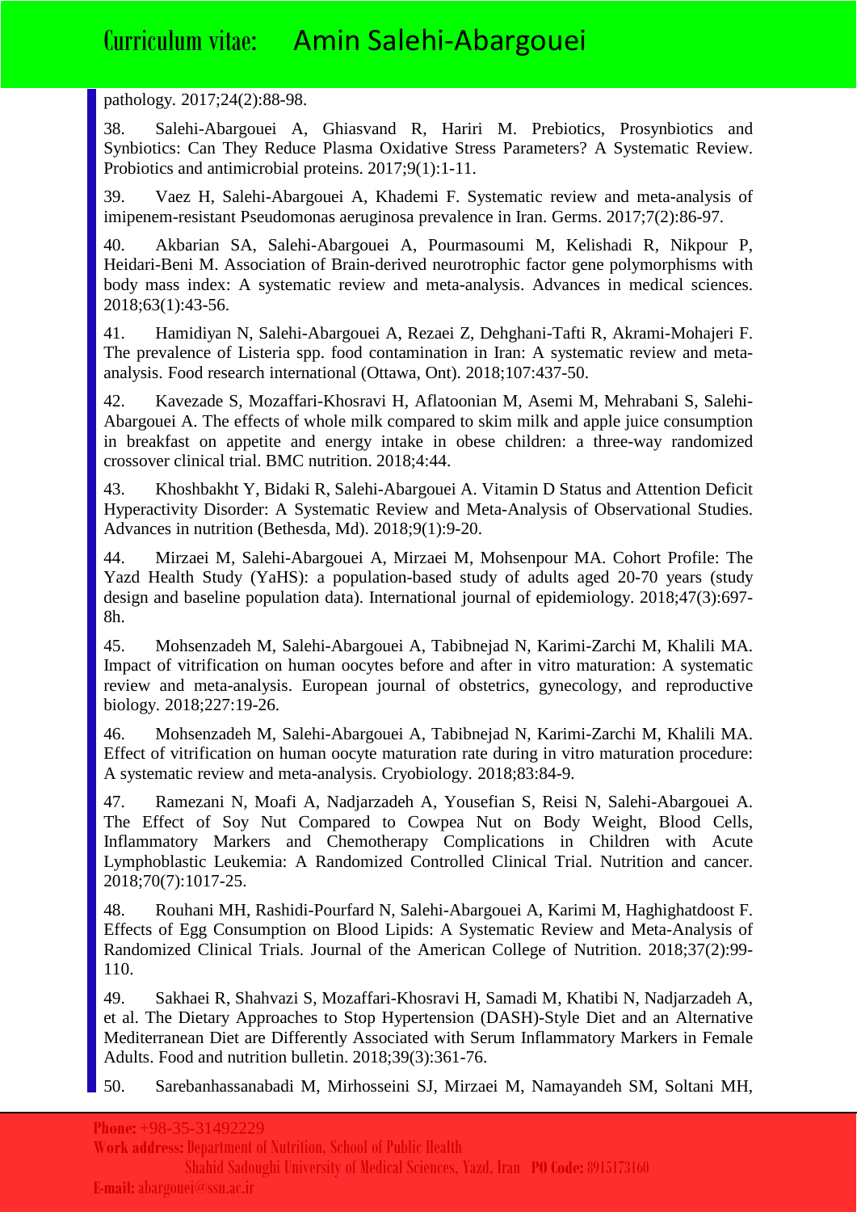pathology. 2017;24(2):88-98.

38. Salehi-Abargouei A, Ghiasvand R, Hariri M. Prebiotics, Prosynbiotics and Synbiotics: Can They Reduce Plasma Oxidative Stress Parameters? A Systematic Review. Probiotics and antimicrobial proteins. 2017;9(1):1-11.

39. Vaez H, Salehi-Abargouei A, Khademi F. Systematic review and meta-analysis of imipenem-resistant Pseudomonas aeruginosa prevalence in Iran. Germs. 2017;7(2):86-97.

40. Akbarian SA, Salehi-Abargouei A, Pourmasoumi M, Kelishadi R, Nikpour P, Heidari-Beni M. Association of Brain-derived neurotrophic factor gene polymorphisms with body mass index: A systematic review and meta-analysis. Advances in medical sciences. 2018;63(1):43-56.

41. Hamidiyan N, Salehi-Abargouei A, Rezaei Z, Dehghani-Tafti R, Akrami-Mohajeri F. The prevalence of Listeria spp. food contamination in Iran: A systematic review and meta-analysis. Food research international (Ottawa, Ont). 2018;107:437-50.

42. Kavezade S, Mozaffari-Khosravi H, Aflatoonian M, Asemi M, Mehrabani S, Salehi-Abargouei A. The effects of whole milk compared to skim milk and apple juice consumption in breakfast on appetite and energy intake in obese children: a three-way randomized crossover clinical trial. BMC nutrition. 2018;4:44.

43. Khoshbakht Y, Bidaki R, Salehi-Abargouei A. Vitamin D Status and Attention Deficit Hyperactivity Disorder: A Systematic Review and Meta-Analysis of Observational Studies. Advances in nutrition (Bethesda, Md). 2018;9(1):9-20.

44. Mirzaei M, Salehi-Abargouei A, Mirzaei M, Mohsenpour MA. Cohort Profile: The Yazd Health Study (YaHS): a population-based study of adults aged 20-70 years (study design and baseline population data). International journal of epidemiology. 2018;47(3):697-8h.

45. Mohsenzadeh M, Salehi-Abargouei A, Tabibnejad N, Karimi-Zarchi M, Khalili MA. Impact of vitrification on human oocytes before and after in vitro maturation: A systematic review and meta-analysis. European journal of obstetrics, gynecology, and reproductive biology. 2018;227:19-26.

46. Mohsenzadeh M, Salehi-Abargouei A, Tabibnejad N, Karimi-Zarchi M, Khalili MA. Effect of vitrification on human oocyte maturation rate during in vitro maturation procedure: A systematic review and meta-analysis. Cryobiology. 2018;83:84-9.

47. Ramezani N, Moafi A, Nadjarzadeh A, Yousefian S, Reisi N, Salehi-Abargouei A. The Effect of Soy Nut Compared to Cowpea Nut on Body Weight, Blood Cells, Inflammatory Markers and Chemotherapy Complications in Children with Acute Lymphoblastic Leukemia: A Randomized Controlled Clinical Trial. Nutrition and cancer. 2018;70(7):1017-25.

48. Rouhani MH, Rashidi-Pourfard N, Salehi-Abargouei A, Karimi M, Haghighatdoost F. Effects of Egg Consumption on Blood Lipids: A Systematic Review and Meta-Analysis of Randomized Clinical Trials. Journal of the American College of Nutrition. 2018;37(2):99-110.

49. Sakhaei R, Shahvazi S, Mozaffari-Khosravi H, Samadi M, Khatibi N, Nadjarzadeh A, et al. The Dietary Approaches to Stop Hypertension (DASH)-Style Diet and an Alternative Mediterranean Diet are Differently Associated with Serum Inflammatory Markers in Female Adults. Food and nutrition bulletin. 2018;39(3):361-76.

50. Sarebanhassanabadi M, Mirhosseini SJ, Mirzaei M, Namayandeh SM, Soltani MH,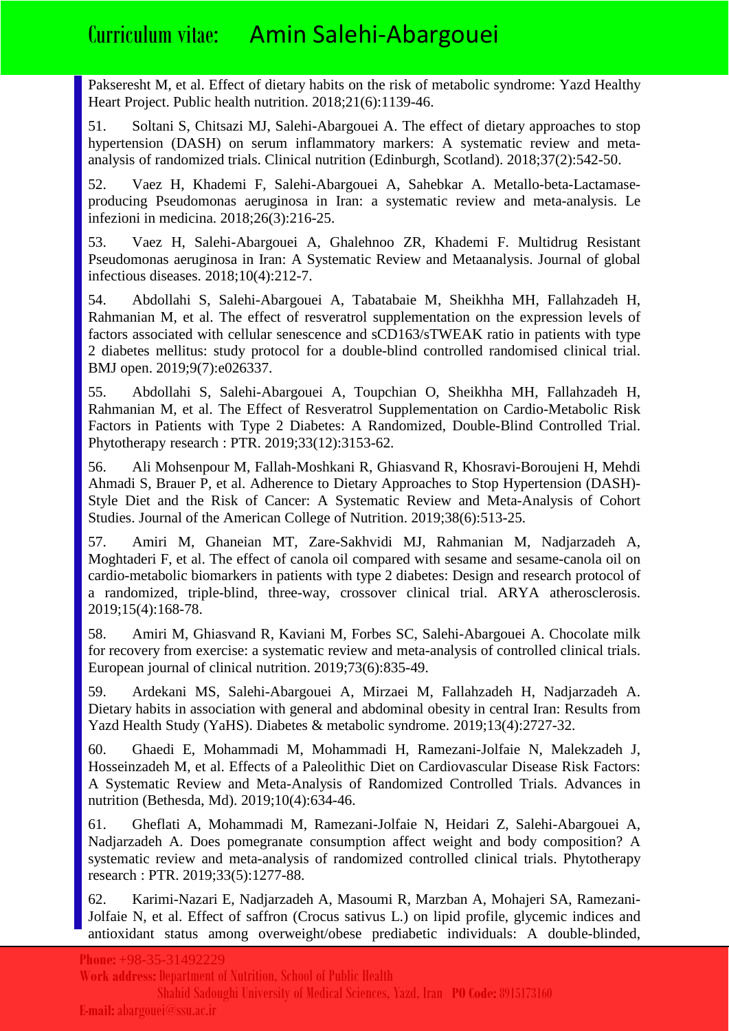Pakseresht M, et al. Effect of dietary habits on the risk of metabolic syndrome: Yazd Healthy Heart Project. Public health nutrition. 2018;21(6):1139-46.

51. Soltani S, Chitsazi MJ, Salehi-Abargouei A. The effect of dietary approaches to stop hypertension (DASH) on serum inflammatory markers: A systematic review and meta-analysis of randomized trials. Clinical nutrition (Edinburgh, Scotland). 2018;37(2):542-50.

52. Vaez H, Khademi F, Salehi-Abargouei A, Sahebkar A. Metallo-beta-Lactamase-producing Pseudomonas aeruginosa in Iran: a systematic review and meta-analysis. Le infezioni in medicina. 2018;26(3):216-25.

53. Vaez H, Salehi-Abargouei A, Ghalehnoo ZR, Khademi F. Multidrug Resistant Pseudomonas aeruginosa in Iran: A Systematic Review and Metaanalysis. Journal of global infectious diseases. 2018;10(4):212-7.

54. Abdollahi S, Salehi-Abargouei A, Tabatabaie M, Sheikhha MH, Fallahzadeh H, Rahmanian M, et al. The effect of resveratrol supplementation on the expression levels of factors associated with cellular senescence and sCD163/sTWEAK ratio in patients with type 2 diabetes mellitus: study protocol for a double-blind controlled randomised clinical trial. BMJ open. 2019;9(7):e026337.

55. Abdollahi S, Salehi-Abargouei A, Toupchian O, Sheikhha MH, Fallahzadeh H, Rahmanian M, et al. The Effect of Resveratrol Supplementation on Cardio-Metabolic Risk Factors in Patients with Type 2 Diabetes: A Randomized, Double-Blind Controlled Trial. Phytotherapy research : PTR. 2019;33(12):3153-62.

56. Ali Mohsenpour M, Fallah-Moshkani R, Ghiasvand R, Khosravi-Boroujeni H, Mehdi Ahmadi S, Brauer P, et al. Adherence to Dietary Approaches to Stop Hypertension (DASH)-Style Diet and the Risk of Cancer: A Systematic Review and Meta-Analysis of Cohort Studies. Journal of the American College of Nutrition. 2019;38(6):513-25.

57. Amiri M, Ghaneian MT, Zare-Sakhvidi MJ, Rahmanian M, Nadjarzadeh A, Moghtaderi F, et al. The effect of canola oil compared with sesame and sesame-canola oil on cardio-metabolic biomarkers in patients with type 2 diabetes: Design and research protocol of a randomized, triple-blind, three-way, crossover clinical trial. ARYA atherosclerosis. 2019;15(4):168-78.

58. Amiri M, Ghiasvand R, Kaviani M, Forbes SC, Salehi-Abargouei A. Chocolate milk for recovery from exercise: a systematic review and meta-analysis of controlled clinical trials. European journal of clinical nutrition. 2019;73(6):835-49.

59. Ardekani MS, Salehi-Abargouei A, Mirzaei M, Fallahzadeh H, Nadjarzadeh A. Dietary habits in association with general and abdominal obesity in central Iran: Results from Yazd Health Study (YaHS). Diabetes & metabolic syndrome. 2019;13(4):2727-32.

60. Ghaedi E, Mohammadi M, Mohammadi H, Ramezani-Jolfaie N, Malekzadeh J, Hosseinzadeh M, et al. Effects of a Paleolithic Diet on Cardiovascular Disease Risk Factors: A Systematic Review and Meta-Analysis of Randomized Controlled Trials. Advances in nutrition (Bethesda, Md). 2019;10(4):634-46.

61. Gheflati A, Mohammadi M, Ramezani-Jolfaie N, Heidari Z, Salehi-Abargouei A, Nadjarzadeh A. Does pomegranate consumption affect weight and body composition? A systematic review and meta-analysis of randomized controlled clinical trials. Phytotherapy research : PTR. 2019;33(5):1277-88.

62. Karimi-Nazari E, Nadjarzadeh A, Masoumi R, Marzban A, Mohajeri SA, Ramezani-Jolfaie N, et al. Effect of saffron (Crocus sativus L.) on lipid profile, glycemic indices and antioxidant status among overweight/obese prediabetic individuals: A double-blinded,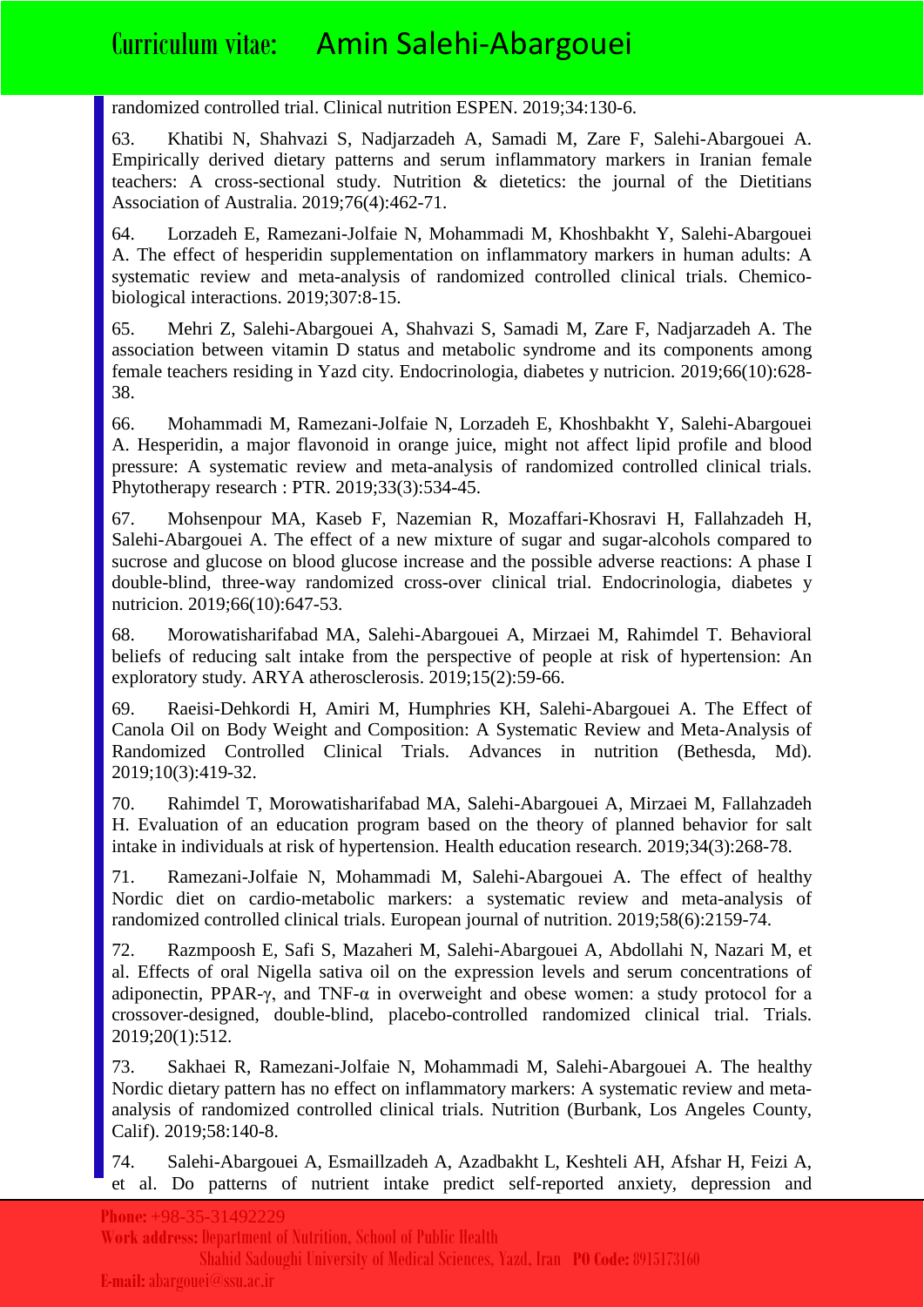randomized controlled trial. Clinical nutrition ESPEN. 2019;34:130-6.

63. Khatibi N, Shahvazi S, Nadjarzadeh A, Samadi M, Zare F, Salehi-Abargouei A. Empirically derived dietary patterns and serum inflammatory markers in Iranian female teachers: A cross-sectional study. Nutrition & dietetics: the journal of the Dietitians Association of Australia. 2019;76(4):462-71.

64. Lorzadeh E, Ramezani-Jolfaie N, Mohammadi M, Khoshbakht Y, Salehi-Abargouei A. The effect of hesperidin supplementation on inflammatory markers in human adults: A systematic review and meta-analysis of randomized controlled clinical trials. Chemico-biological interactions. 2019;307:8-15.

65. Mehri Z, Salehi-Abargouei A, Shahvazi S, Samadi M, Zare F, Nadjarzadeh A. The association between vitamin D status and metabolic syndrome and its components among female teachers residing in Yazd city. Endocrinologia, diabetes y nutricion. 2019;66(10):628-38.

66. Mohammadi M, Ramezani-Jolfaie N, Lorzadeh E, Khoshbakht Y, Salehi-Abargouei A. Hesperidin, a major flavonoid in orange juice, might not affect lipid profile and blood pressure: A systematic review and meta-analysis of randomized controlled clinical trials. Phytotherapy research : PTR. 2019;33(3):534-45.

67. Mohsenpour MA, Kaseb F, Nazemian R, Mozaffari-Khosravi H, Fallahzadeh H, Salehi-Abargouei A. The effect of a new mixture of sugar and sugar-alcohols compared to sucrose and glucose on blood glucose increase and the possible adverse reactions: A phase I double-blind, three-way randomized cross-over clinical trial. Endocrinologia, diabetes y nutricion. 2019;66(10):647-53.

68. Morowatisharifabad MA, Salehi-Abargouei A, Mirzaei M, Rahimdel T. Behavioral beliefs of reducing salt intake from the perspective of people at risk of hypertension: An exploratory study. ARYA atherosclerosis. 2019;15(2):59-66.

69. Raeisi-Dehkordi H, Amiri M, Humphries KH, Salehi-Abargouei A. The Effect of Canola Oil on Body Weight and Composition: A Systematic Review and Meta-Analysis of Randomized Controlled Clinical Trials. Advances in nutrition (Bethesda, Md). 2019;10(3):419-32.

70. Rahimdel T, Morowatisharifabad MA, Salehi-Abargouei A, Mirzaei M, Fallahzadeh H. Evaluation of an education program based on the theory of planned behavior for salt intake in individuals at risk of hypertension. Health education research. 2019;34(3):268-78.

71. Ramezani-Jolfaie N, Mohammadi M, Salehi-Abargouei A. The effect of healthy Nordic diet on cardio-metabolic markers: a systematic review and meta-analysis of randomized controlled clinical trials. European journal of nutrition. 2019;58(6):2159-74.

72. Razmpoosh E, Safi S, Mazaheri M, Salehi-Abargouei A, Abdollahi N, Nazari M, et al. Effects of oral Nigella sativa oil on the expression levels and serum concentrations of adiponectin, PPAR-γ, and TNF-α in overweight and obese women: a study protocol for a crossover-designed, double-blind, placebo-controlled randomized clinical trial. Trials. 2019;20(1):512.

73. Sakhaei R, Ramezani-Jolfaie N, Mohammadi M, Salehi-Abargouei A. The healthy Nordic dietary pattern has no effect on inflammatory markers: A systematic review and meta-analysis of randomized controlled clinical trials. Nutrition (Burbank, Los Angeles County, Calif). 2019;58:140-8.

74. Salehi-Abargouei A, Esmaillzadeh A, Azadbakht L, Keshteli AH, Afshar H, Feizi A, et al. Do patterns of nutrient intake predict self-reported anxiety, depression and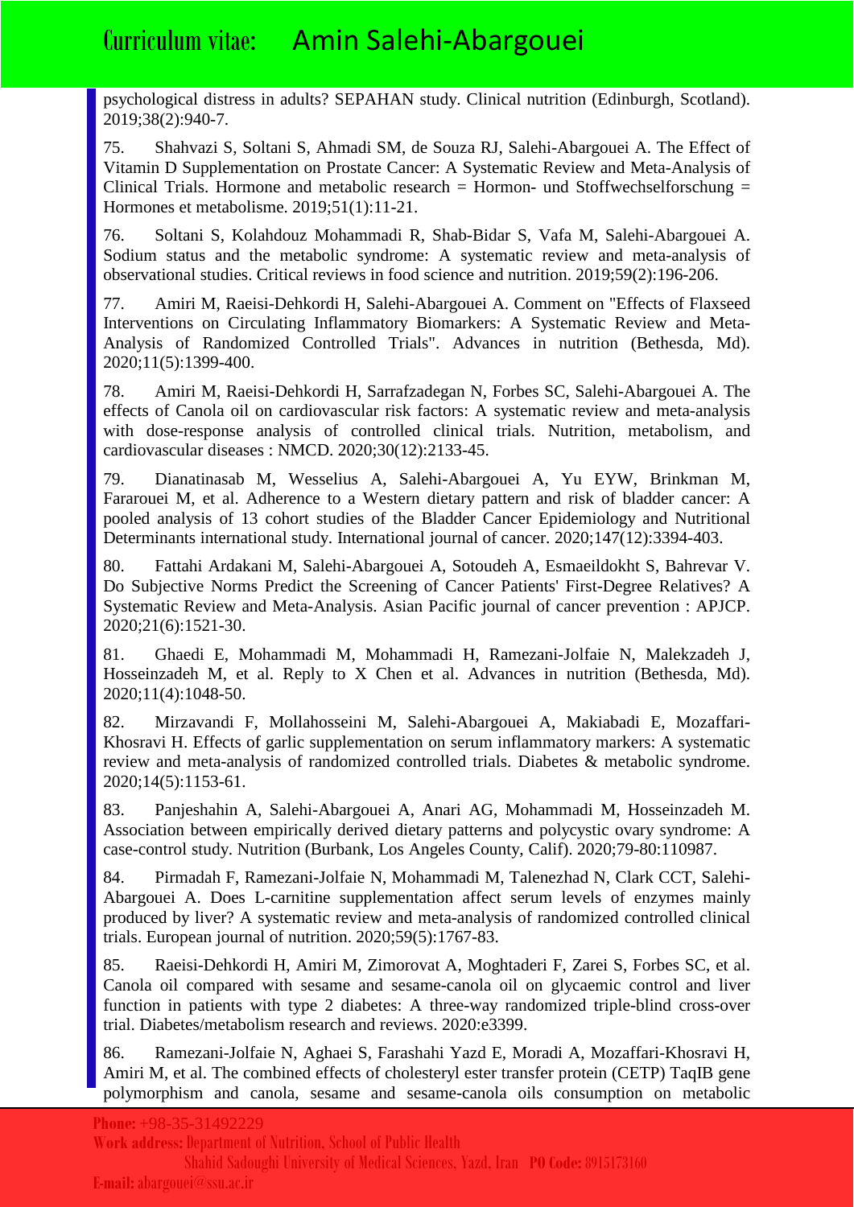psychological distress in adults? SEPAHAN study. Clinical nutrition (Edinburgh, Scotland). 2019;38(2):940-7.

75. Shahvazi S, Soltani S, Ahmadi SM, de Souza RJ, Salehi-Abargouei A. The Effect of Vitamin D Supplementation on Prostate Cancer: A Systematic Review and Meta-Analysis of Clinical Trials. Hormone and metabolic research = Hormon- und Stoffwechselforschung = Hormones et metabolisme. 2019;51(1):11-21.

76. Soltani S, Kolahdouz Mohammadi R, Shab-Bidar S, Vafa M, Salehi-Abargouei A. Sodium status and the metabolic syndrome: A systematic review and meta-analysis of observational studies. Critical reviews in food science and nutrition. 2019;59(2):196-206.

77. Amiri M, Raeisi-Dehkordi H, Salehi-Abargouei A. Comment on "Effects of Flaxseed Interventions on Circulating Inflammatory Biomarkers: A Systematic Review and Meta-Analysis of Randomized Controlled Trials". Advances in nutrition (Bethesda, Md). 2020;11(5):1399-400.

78. Amiri M, Raeisi-Dehkordi H, Sarrafzadegan N, Forbes SC, Salehi-Abargouei A. The effects of Canola oil on cardiovascular risk factors: A systematic review and meta-analysis with dose-response analysis of controlled clinical trials. Nutrition, metabolism, and cardiovascular diseases : NMCD. 2020;30(12):2133-45.

79. Dianatinasab M, Wesselius A, Salehi-Abargouei A, Yu EYW, Brinkman M, Fararouei M, et al. Adherence to a Western dietary pattern and risk of bladder cancer: A pooled analysis of 13 cohort studies of the Bladder Cancer Epidemiology and Nutritional Determinants international study. International journal of cancer. 2020;147(12):3394-403.

80. Fattahi Ardakani M, Salehi-Abargouei A, Sotoudeh A, Esmaeildokht S, Bahrevar V. Do Subjective Norms Predict the Screening of Cancer Patients' First-Degree Relatives? A Systematic Review and Meta-Analysis. Asian Pacific journal of cancer prevention : APJCP. 2020;21(6):1521-30.

81. Ghaedi E, Mohammadi M, Mohammadi H, Ramezani-Jolfaie N, Malekzadeh J, Hosseinzadeh M, et al. Reply to X Chen et al. Advances in nutrition (Bethesda, Md). 2020;11(4):1048-50.

82. Mirzavandi F, Mollahosseini M, Salehi-Abargouei A, Makiabadi E, Mozaffari-Khosravi H. Effects of garlic supplementation on serum inflammatory markers: A systematic review and meta-analysis of randomized controlled trials. Diabetes & metabolic syndrome. 2020;14(5):1153-61.

83. Panjeshahin A, Salehi-Abargouei A, Anari AG, Mohammadi M, Hosseinzadeh M. Association between empirically derived dietary patterns and polycystic ovary syndrome: A case-control study. Nutrition (Burbank, Los Angeles County, Calif). 2020;79-80:110987.

84. Pirmadah F, Ramezani-Jolfaie N, Mohammadi M, Talenezhad N, Clark CCT, Salehi-Abargouei A. Does L-carnitine supplementation affect serum levels of enzymes mainly produced by liver? A systematic review and meta-analysis of randomized controlled clinical trials. European journal of nutrition. 2020;59(5):1767-83.

85. Raeisi-Dehkordi H, Amiri M, Zimorovat A, Moghtaderi F, Zarei S, Forbes SC, et al. Canola oil compared with sesame and sesame-canola oil on glycaemic control and liver function in patients with type 2 diabetes: A three-way randomized triple-blind cross-over trial. Diabetes/metabolism research and reviews. 2020:e3399.

86. Ramezani-Jolfaie N, Aghaei S, Farashahi Yazd E, Moradi A, Mozaffari-Khosravi H, Amiri M, et al. The combined effects of cholesteryl ester transfer protein (CETP) TaqIB gene polymorphism and canola, sesame and sesame-canola oils consumption on metabolic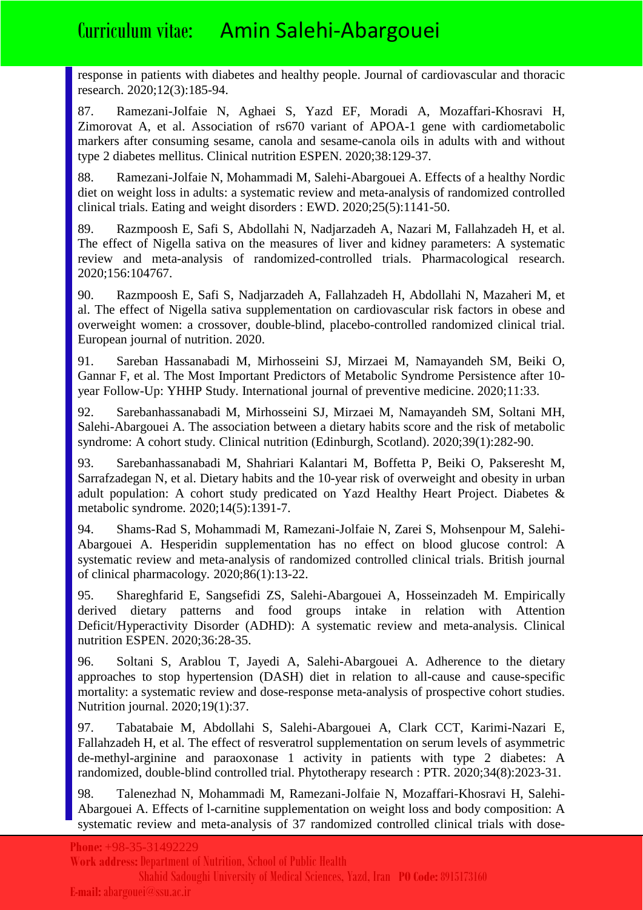response in patients with diabetes and healthy people. Journal of cardiovascular and thoracic research. 2020;12(3):185-94.

87. Ramezani-Jolfaie N, Aghaei S, Yazd EF, Moradi A, Mozaffari-Khosravi H, Zimorovat A, et al. Association of rs670 variant of APOA-1 gene with cardiometabolic markers after consuming sesame, canola and sesame-canola oils in adults with and without type 2 diabetes mellitus. Clinical nutrition ESPEN. 2020;38:129-37.

88. Ramezani-Jolfaie N, Mohammadi M, Salehi-Abargouei A. Effects of a healthy Nordic diet on weight loss in adults: a systematic review and meta-analysis of randomized controlled clinical trials. Eating and weight disorders : EWD. 2020;25(5):1141-50.

89. Razmpoosh E, Safi S, Abdollahi N, Nadjarzadeh A, Nazari M, Fallahzadeh H, et al. The effect of Nigella sativa on the measures of liver and kidney parameters: A systematic review and meta-analysis of randomized-controlled trials. Pharmacological research. 2020;156:104767.

90. Razmpoosh E, Safi S, Nadjarzadeh A, Fallahzadeh H, Abdollahi N, Mazaheri M, et al. The effect of Nigella sativa supplementation on cardiovascular risk factors in obese and overweight women: a crossover, double-blind, placebo-controlled randomized clinical trial. European journal of nutrition. 2020.

91. Sareban Hassanabadi M, Mirhosseini SJ, Mirzaei M, Namayandeh SM, Beiki O, Gannar F, et al. The Most Important Predictors of Metabolic Syndrome Persistence after 10-year Follow-Up: YHHP Study. International journal of preventive medicine. 2020;11:33.

92. Sarebanhassanabadi M, Mirhosseini SJ, Mirzaei M, Namayandeh SM, Soltani MH, Salehi-Abargouei A. The association between a dietary habits score and the risk of metabolic syndrome: A cohort study. Clinical nutrition (Edinburgh, Scotland). 2020;39(1):282-90.

93. Sarebanhassanabadi M, Shahriari Kalantari M, Boffetta P, Beiki O, Pakseresht M, Sarrafzadegan N, et al. Dietary habits and the 10-year risk of overweight and obesity in urban adult population: A cohort study predicated on Yazd Healthy Heart Project. Diabetes & metabolic syndrome. 2020;14(5):1391-7.

94. Shams-Rad S, Mohammadi M, Ramezani-Jolfaie N, Zarei S, Mohsenpour M, Salehi-Abargouei A. Hesperidin supplementation has no effect on blood glucose control: A systematic review and meta-analysis of randomized controlled clinical trials. British journal of clinical pharmacology. 2020;86(1):13-22.

95. Shareghfarid E, Sangsefidi ZS, Salehi-Abargouei A, Hosseinzadeh M. Empirically derived dietary patterns and food groups intake in relation with Attention Deficit/Hyperactivity Disorder (ADHD): A systematic review and meta-analysis. Clinical nutrition ESPEN. 2020;36:28-35.

96. Soltani S, Arablou T, Jayedi A, Salehi-Abargouei A. Adherence to the dietary approaches to stop hypertension (DASH) diet in relation to all-cause and cause-specific mortality: a systematic review and dose-response meta-analysis of prospective cohort studies. Nutrition journal. 2020;19(1):37.

97. Tabatabaie M, Abdollahi S, Salehi-Abargouei A, Clark CCT, Karimi-Nazari E, Fallahzadeh H, et al. The effect of resveratrol supplementation on serum levels of asymmetric de-methyl-arginine and paraoxonase 1 activity in patients with type 2 diabetes: A randomized, double-blind controlled trial. Phytotherapy research : PTR. 2020;34(8):2023-31.

98. Talenezhad N, Mohammadi M, Ramezani-Jolfaie N, Mozaffari-Khosravi H, Salehi-Abargouei A. Effects of l-carnitine supplementation on weight loss and body composition: A systematic review and meta-analysis of 37 randomized controlled clinical trials with dose-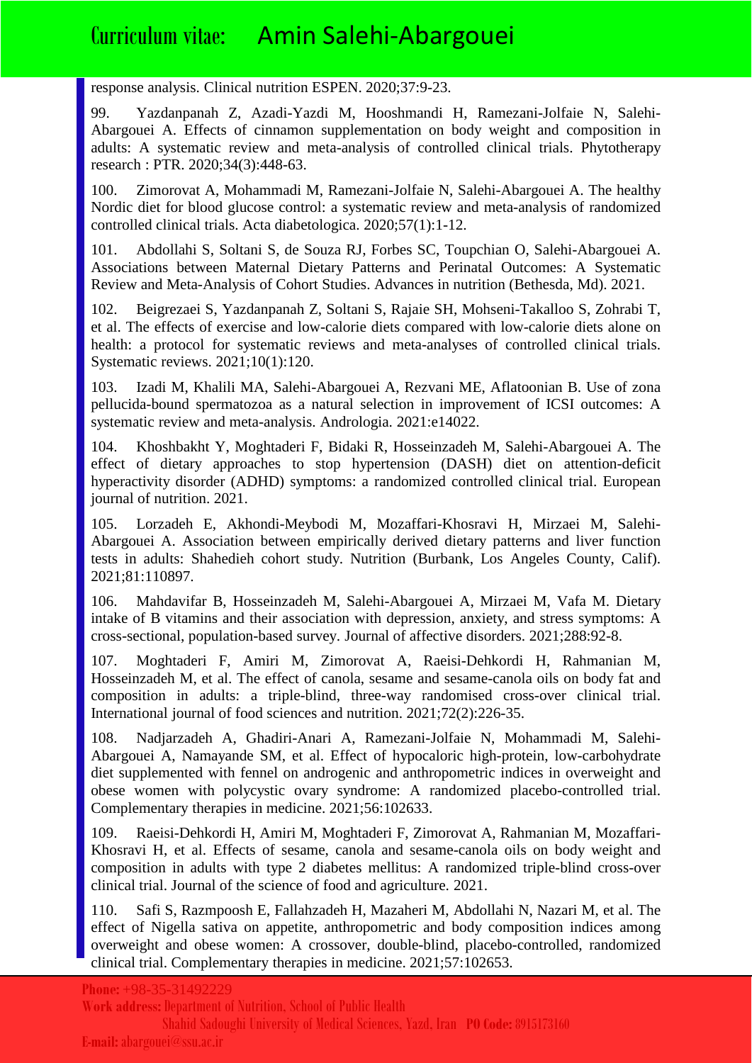response analysis. Clinical nutrition ESPEN. 2020;37:9-23.

99. Yazdanpanah Z, Azadi-Yazdi M, Hooshmandi H, Ramezani-Jolfaie N, Salehi-Abargouei A. Effects of cinnamon supplementation on body weight and composition in adults: A systematic review and meta-analysis of controlled clinical trials. Phytotherapy research : PTR. 2020;34(3):448-63.

100. Zimorovat A, Mohammadi M, Ramezani-Jolfaie N, Salehi-Abargouei A. The healthy Nordic diet for blood glucose control: a systematic review and meta-analysis of randomized controlled clinical trials. Acta diabetologica. 2020;57(1):1-12.

101. Abdollahi S, Soltani S, de Souza RJ, Forbes SC, Toupchian O, Salehi-Abargouei A. Associations between Maternal Dietary Patterns and Perinatal Outcomes: A Systematic Review and Meta-Analysis of Cohort Studies. Advances in nutrition (Bethesda, Md). 2021.

102. Beigrezaei S, Yazdanpanah Z, Soltani S, Rajaie SH, Mohseni-Takalloo S, Zohrabi T, et al. The effects of exercise and low-calorie diets compared with low-calorie diets alone on health: a protocol for systematic reviews and meta-analyses of controlled clinical trials. Systematic reviews. 2021;10(1):120.

103. Izadi M, Khalili MA, Salehi-Abargouei A, Rezvani ME, Aflatoonian B. Use of zona pellucida-bound spermatozoa as a natural selection in improvement of ICSI outcomes: A systematic review and meta-analysis. Andrologia. 2021:e14022.

104. Khoshbakht Y, Moghtaderi F, Bidaki R, Hosseinzadeh M, Salehi-Abargouei A. The effect of dietary approaches to stop hypertension (DASH) diet on attention-deficit hyperactivity disorder (ADHD) symptoms: a randomized controlled clinical trial. European journal of nutrition. 2021.

105. Lorzadeh E, Akhondi-Meybodi M, Mozaffari-Khosravi H, Mirzaei M, Salehi-Abargouei A. Association between empirically derived dietary patterns and liver function tests in adults: Shahedieh cohort study. Nutrition (Burbank, Los Angeles County, Calif). 2021;81:110897.

106. Mahdavifar B, Hosseinzadeh M, Salehi-Abargouei A, Mirzaei M, Vafa M. Dietary intake of B vitamins and their association with depression, anxiety, and stress symptoms: A cross-sectional, population-based survey. Journal of affective disorders. 2021;288:92-8.

107. Moghtaderi F, Amiri M, Zimorovat A, Raeisi-Dehkordi H, Rahmanian M, Hosseinzadeh M, et al. The effect of canola, sesame and sesame-canola oils on body fat and composition in adults: a triple-blind, three-way randomised cross-over clinical trial. International journal of food sciences and nutrition. 2021;72(2):226-35.

108. Nadjarzadeh A, Ghadiri-Anari A, Ramezani-Jolfaie N, Mohammadi M, Salehi-Abargouei A, Namayande SM, et al. Effect of hypocaloric high-protein, low-carbohydrate diet supplemented with fennel on androgenic and anthropometric indices in overweight and obese women with polycystic ovary syndrome: A randomized placebo-controlled trial. Complementary therapies in medicine. 2021;56:102633.

109. Raeisi-Dehkordi H, Amiri M, Moghtaderi F, Zimorovat A, Rahmanian M, Mozaffari-Khosravi H, et al. Effects of sesame, canola and sesame-canola oils on body weight and composition in adults with type 2 diabetes mellitus: A randomized triple-blind cross-over clinical trial. Journal of the science of food and agriculture. 2021.

110. Safi S, Razmpoosh E, Fallahzadeh H, Mazaheri M, Abdollahi N, Nazari M, et al. The effect of Nigella sativa on appetite, anthropometric and body composition indices among overweight and obese women: A crossover, double-blind, placebo-controlled, randomized clinical trial. Complementary therapies in medicine. 2021;57:102653.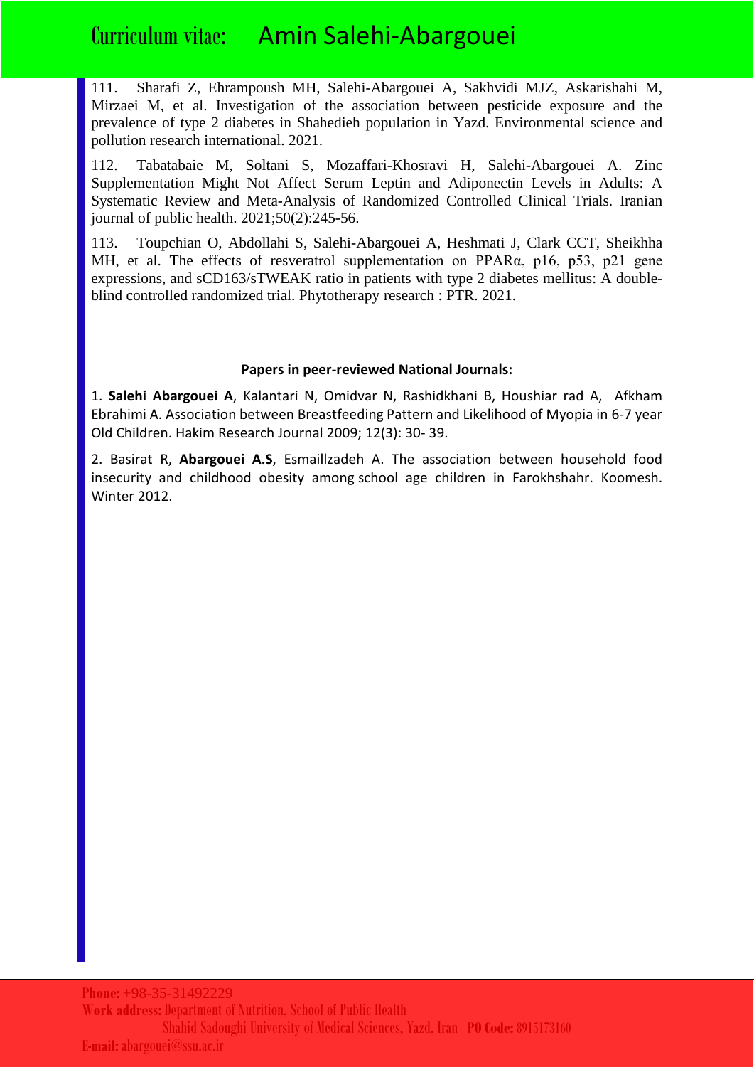111. Sharafi Z, Ehrampoush MH, Salehi-Abargouei A, Sakhvidi MJZ, Askarishahi M, Mirzaei M, et al. Investigation of the association between pesticide exposure and the prevalence of type 2 diabetes in Shahedieh population in Yazd. Environmental science and pollution research international. 2021.

112. Tabatabaie M, Soltani S, Mozaffari-Khosravi H, Salehi-Abargouei A. Zinc Supplementation Might Not Affect Serum Leptin and Adiponectin Levels in Adults: A Systematic Review and Meta-Analysis of Randomized Controlled Clinical Trials. Iranian journal of public health. 2021;50(2):245-56.

113. Toupchian O, Abdollahi S, Salehi-Abargouei A, Heshmati J, Clark CCT, Sheikhha MH, et al. The effects of resveratrol supplementation on PPARα, p16, p53, p21 gene expressions, and sCD163/sTWEAK ratio in patients with type 2 diabetes mellitus: A double-blind controlled randomized trial. Phytotherapy research : PTR. 2021.

**Papers in peer-reviewed National Journals:**

1. **Salehi Abargouei A**, Kalantari N, Omidvar N, Rashidkhani B, Houshiar rad A, Afkham Ebrahimi A. Association between Breastfeeding Pattern and Likelihood of Myopia in 6-7 year Old Children. Hakim Research Journal 2009; 12(3): 30- 39.

2. Basirat R, **Abargouei A.S**, Esmaillzadeh A. The association between household food insecurity and childhood obesity among school age children in Farokhshahr. Koomesh. Winter 2012.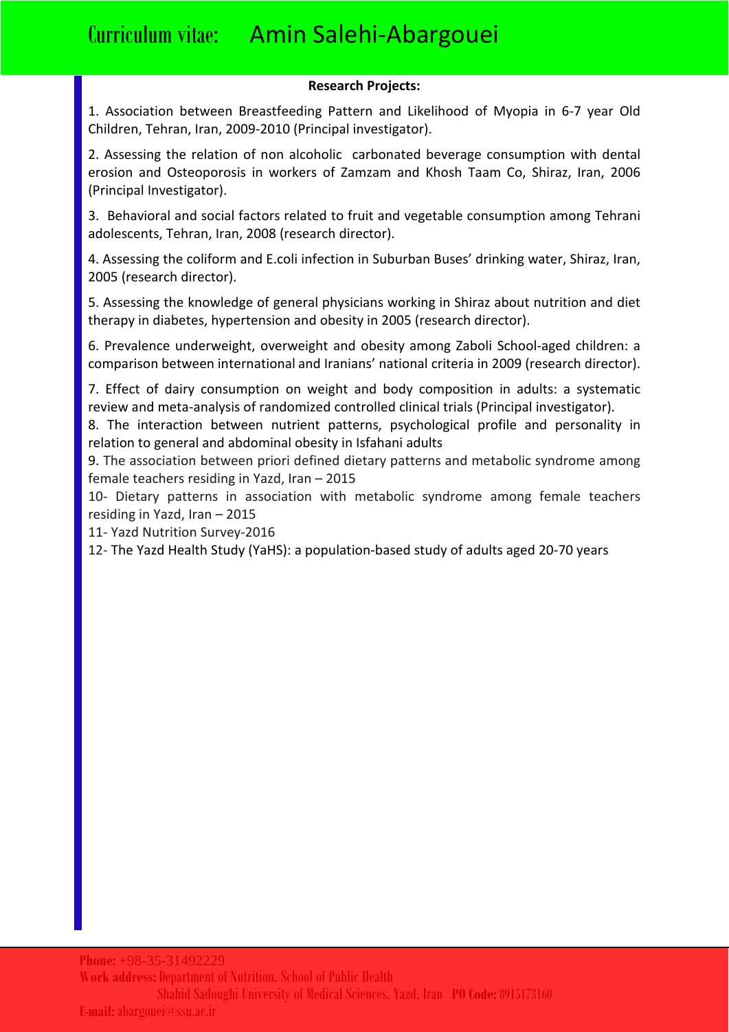**Research Projects:**

1. Association between Breastfeeding Pattern and Likelihood of Myopia in 6-7 year Old Children, Tehran, Iran, 2009-2010 (Principal investigator).

2. Assessing the relation of non alcoholic carbonated beverage consumption with dental erosion and Osteoporosis in workers of Zamzam and Khosh Taam Co, Shiraz, Iran, 2006 (Principal Investigator).

3. Behavioral and social factors related to fruit and vegetable consumption among Tehrani adolescents, Tehran, Iran, 2008 (research director).

4. Assessing the coliform and E.coli infection in Suburban Buses' drinking water, Shiraz, Iran, 2005 (research director).

5. Assessing the knowledge of general physicians working in Shiraz about nutrition and diet therapy in diabetes, hypertension and obesity in 2005 (research director).

6. Prevalence underweight, overweight and obesity among Zaboli School-aged children: a comparison between international and Iranians' national criteria in 2009 (research director).

7. Effect of dairy consumption on weight and body composition in adults: a systematic review and meta-analysis of randomized controlled clinical trials (Principal investigator).

8. The interaction between nutrient patterns, psychological profile and personality in relation to general and abdominal obesity in Isfahani adults

9. The association between priori defined dietary patterns and metabolic syndrome among female teachers residing in Yazd, Iran – 2015

10- Dietary patterns in association with metabolic syndrome among female teachers residing in Yazd, Iran – 2015

11- Yazd Nutrition Survey-2016

12- The Yazd Health Study (YaHS): a population-based study of adults aged 20-70 years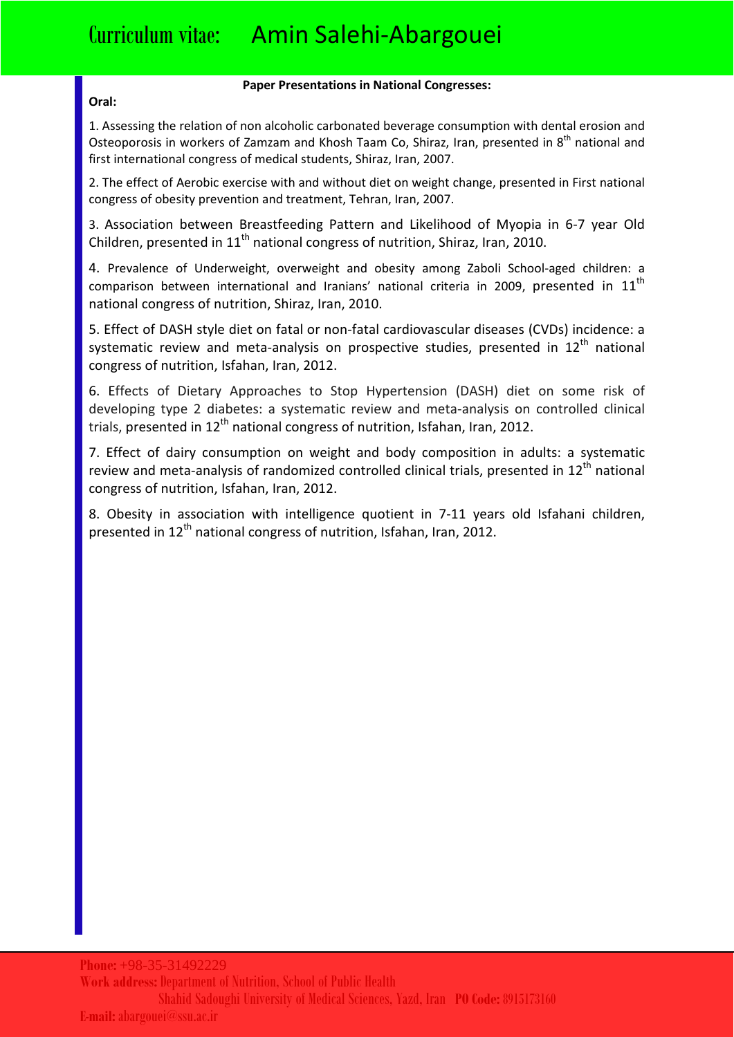**Paper Presentations in National Congresses:**

**Oral:**

1. Assessing the relation of non alcoholic carbonated beverage consumption with dental erosion and Osteoporosis in workers of Zamzam and Khosh Taam Co, Shiraz, Iran, presented in 8th national and first international congress of medical students, Shiraz, Iran, 2007.

2. The effect of Aerobic exercise with and without diet on weight change, presented in First national congress of obesity prevention and treatment, Tehran, Iran, 2007.

3. Association between Breastfeeding Pattern and Likelihood of Myopia in 6-7 year Old Children, presented in 11th national congress of nutrition, Shiraz, Iran, 2010.

4. Prevalence of Underweight, overweight and obesity among Zaboli School-aged children: a comparison between international and Iranians' national criteria in 2009, presented in 11th national congress of nutrition, Shiraz, Iran, 2010.

5. Effect of DASH style diet on fatal or non-fatal cardiovascular diseases (CVDs) incidence: a systematic review and meta-analysis on prospective studies, presented in 12th national congress of nutrition, Isfahan, Iran, 2012.

6. Effects of Dietary Approaches to Stop Hypertension (DASH) diet on some risk of developing type 2 diabetes: a systematic review and meta-analysis on controlled clinical trials, presented in 12th national congress of nutrition, Isfahan, Iran, 2012.

7. Effect of dairy consumption on weight and body composition in adults: a systematic review and meta-analysis of randomized controlled clinical trials, presented in 12th national congress of nutrition, Isfahan, Iran, 2012.

8. Obesity in association with intelligence quotient in 7-11 years old Isfahani children, presented in 12th national congress of nutrition, Isfahan, Iran, 2012.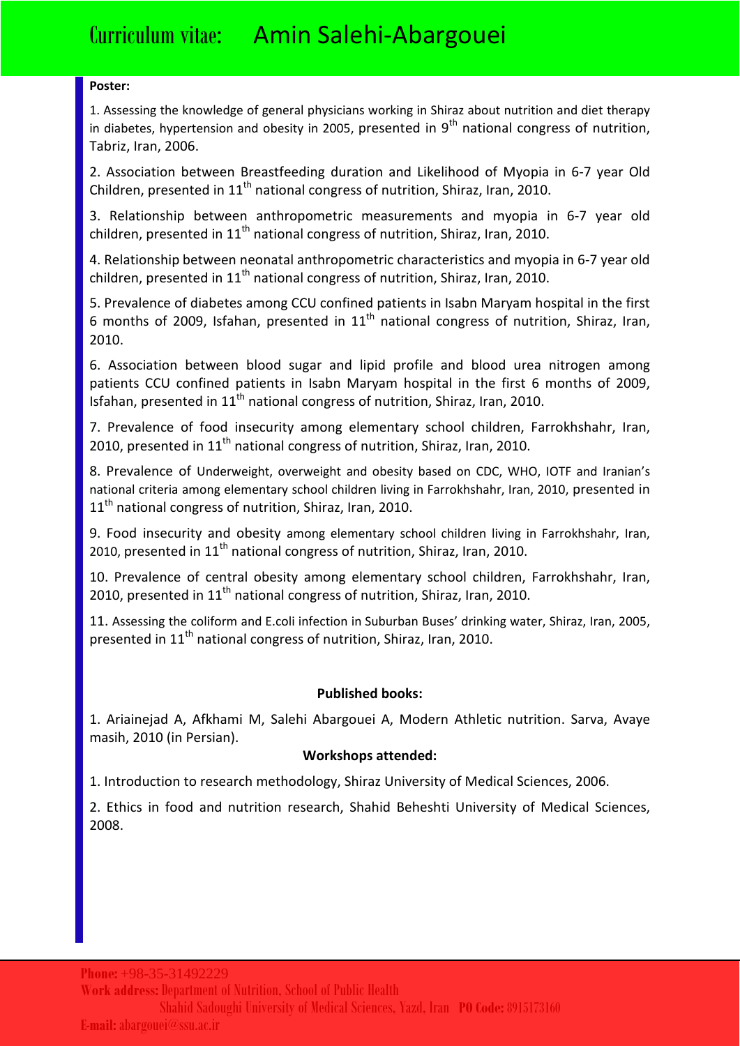**Poster:**

1. Assessing the knowledge of general physicians working in Shiraz about nutrition and diet therapy in diabetes, hypertension and obesity in 2005, presented in 9th national congress of nutrition, Tabriz, Iran, 2006.

2. Association between Breastfeeding duration and Likelihood of Myopia in 6-7 year Old Children, presented in 11th national congress of nutrition, Shiraz, Iran, 2010.

3. Relationship between anthropometric measurements and myopia in 6-7 year old children, presented in 11th national congress of nutrition, Shiraz, Iran, 2010.

4. Relationship between neonatal anthropometric characteristics and myopia in 6-7 year old children, presented in 11th national congress of nutrition, Shiraz, Iran, 2010.

5. Prevalence of diabetes among CCU confined patients in Isabn Maryam hospital in the first 6 months of 2009, Isfahan, presented in 11th national congress of nutrition, Shiraz, Iran, 2010.

6. Association between blood sugar and lipid profile and blood urea nitrogen among patients CCU confined patients in Isabn Maryam hospital in the first 6 months of 2009, Isfahan, presented in 11th national congress of nutrition, Shiraz, Iran, 2010.

7. Prevalence of food insecurity among elementary school children, Farrokhshahr, Iran, 2010, presented in 11th national congress of nutrition, Shiraz, Iran, 2010.

8. Prevalence of Underweight, overweight and obesity based on CDC, WHO, IOTF and Iranian's national criteria among elementary school children living in Farrokhshahr, Iran, 2010, presented in 11th national congress of nutrition, Shiraz, Iran, 2010.

9. Food insecurity and obesity among elementary school children living in Farrokhshahr, Iran, 2010, presented in 11th national congress of nutrition, Shiraz, Iran, 2010.

10. Prevalence of central obesity among elementary school children, Farrokhshahr, Iran, 2010, presented in 11th national congress of nutrition, Shiraz, Iran, 2010.

11. Assessing the coliform and E.coli infection in Suburban Buses' drinking water, Shiraz, Iran, 2005, presented in 11th national congress of nutrition, Shiraz, Iran, 2010.

**Published books:**

1. Ariainejad A, Afkhami M, Salehi Abargouei A, Modern Athletic nutrition. Sarva, Avaye masih, 2010 (in Persian).

**Workshops attended:**

1. Introduction to research methodology, Shiraz University of Medical Sciences, 2006.

2. Ethics in food and nutrition research, Shahid Beheshti University of Medical Sciences, 2008.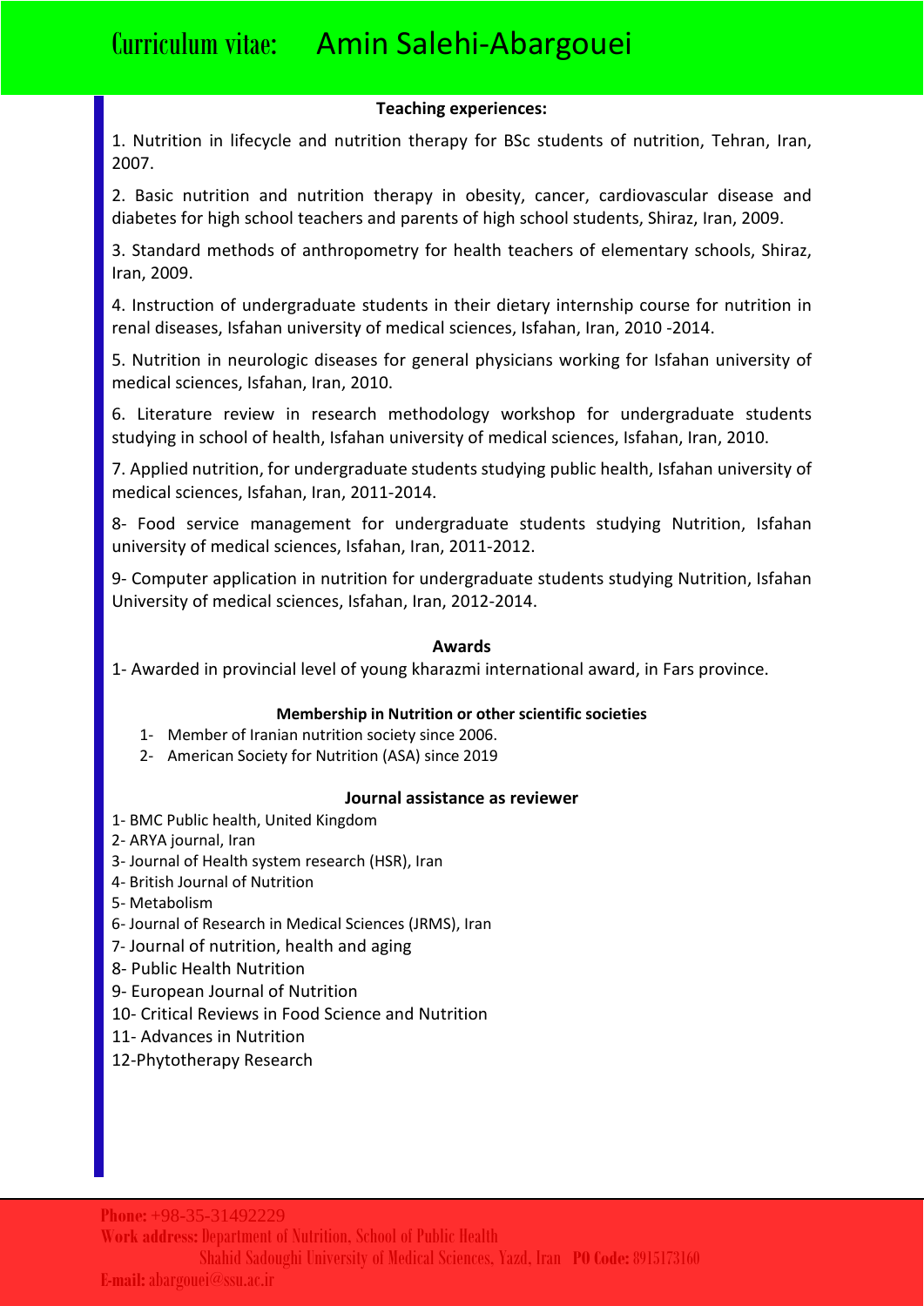### Teaching experiences:

1. Nutrition in lifecycle and nutrition therapy for BSc students of nutrition, Tehran, Iran, 2007.

2. Basic nutrition and nutrition therapy in obesity, cancer, cardiovascular disease and diabetes for high school teachers and parents of high school students, Shiraz, Iran, 2009.

3. Standard methods of anthropometry for health teachers of elementary schools, Shiraz, Iran, 2009.

4. Instruction of undergraduate students in their dietary internship course for nutrition in renal diseases, Isfahan university of medical sciences, Isfahan, Iran, 2010 -2014.

5. Nutrition in neurologic diseases for general physicians working for Isfahan university of medical sciences, Isfahan, Iran, 2010.

6. Literature review in research methodology workshop for undergraduate students studying in school of health, Isfahan university of medical sciences, Isfahan, Iran, 2010.

7. Applied nutrition, for undergraduate students studying public health, Isfahan university of medical sciences, Isfahan, Iran, 2011-2014.

8- Food service management for undergraduate students studying Nutrition, Isfahan university of medical sciences, Isfahan, Iran, 2011-2012.

9- Computer application in nutrition for undergraduate students studying Nutrition, Isfahan University of medical sciences, Isfahan, Iran, 2012-2014.

### Awards

1- Awarded in provincial level of young kharazmi international award, in Fars province.

### Membership in Nutrition or other scientific societies

1- Member of Iranian nutrition society since 2006.
2- American Society for Nutrition (ASA) since 2019

### Journal assistance as reviewer

1- BMC Public health, United Kingdom
2- ARYA journal, Iran
3- Journal of Health system research (HSR), Iran
4- British Journal of Nutrition
5- Metabolism
6- Journal of Research in Medical Sciences (JRMS), Iran
7- Journal of nutrition, health and aging
8- Public Health Nutrition
9- European Journal of Nutrition
10- Critical Reviews in Food Science and Nutrition
11- Advances in Nutrition
12-Phytotherapy Research